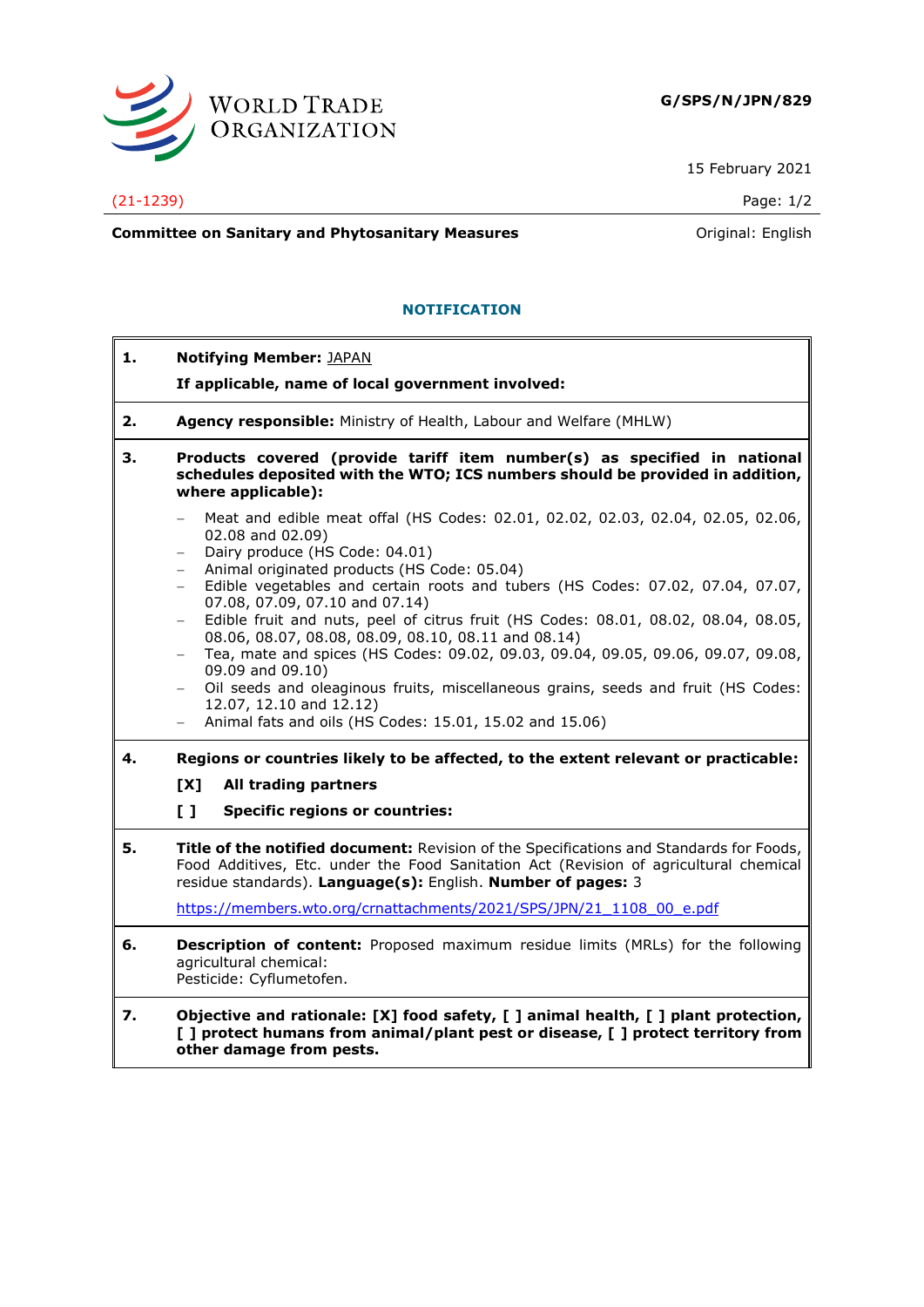WORLD TRADE ORGANIZATION

**G/SPS/N/JPN/829**

15 February 2021

(21-1239)

**Committee on Sanitary and Phytosanitary Measures** Original: English

## NOTIFICATION

**1. Notifying Member:** JAPAN

**If applicable, name of local government involved:**

**2. Agency responsible:** Ministry of Health, Labour and Welfare (MHLW)

**3. Products covered (provide tariff item number(s) as specified in national schedules deposited with the WTO; ICS numbers should be provided in addition, where applicable):**

- Meat and edible meat offal (HS Codes: 02.01, 02.02, 02.03, 02.04, 02.05, 02.06, 02.08 and 02.09)
- Dairy produce (HS Code: 04.01)
- Animal originated products (HS Code: 05.04)
- Edible vegetables and certain roots and tubers (HS Codes: 07.02, 07.04, 07.07, 07.08, 07.09, 07.10 and 07.14)
- Edible fruit and nuts, peel of citrus fruit (HS Codes: 08.01, 08.02, 08.04, 08.05, 08.06, 08.07, 08.08, 08.09, 08.10, 08.11 and 08.14)
- Tea, mate and spices (HS Codes: 09.02, 09.03, 09.04, 09.05, 09.06, 09.07, 09.08, 09.09 and 09.10)
- Oil seeds and oleaginous fruits, miscellaneous grains, seeds and fruit (HS Codes: 12.07, 12.10 and 12.12)
- Animal fats and oils (HS Codes: 15.01, 15.02 and 15.06)

**4. Regions or countries likely to be affected, to the extent relevant or practicable:**

**[X] All trading partners**

**[ ] Specific regions or countries:**

**5. Title of the notified document:** Revision of the Specifications and Standards for Foods, Food Additives, Etc. under the Food Sanitation Act (Revision of agricultural chemical residue standards). **Language(s):** English. **Number of pages:** 3

https://members.wto.org/crnattachments/2021/SPS/JPN/21_1108_00_e.pdf

**6. Description of content:** Proposed maximum residue limits (MRLs) for the following agricultural chemical:
Pesticide: Cyflumetofen.

**7. Objective and rationale: [X] food safety, [ ] animal health, [ ] plant protection, [ ] protect humans from animal/plant pest or disease, [ ] protect territory from other damage from pests.**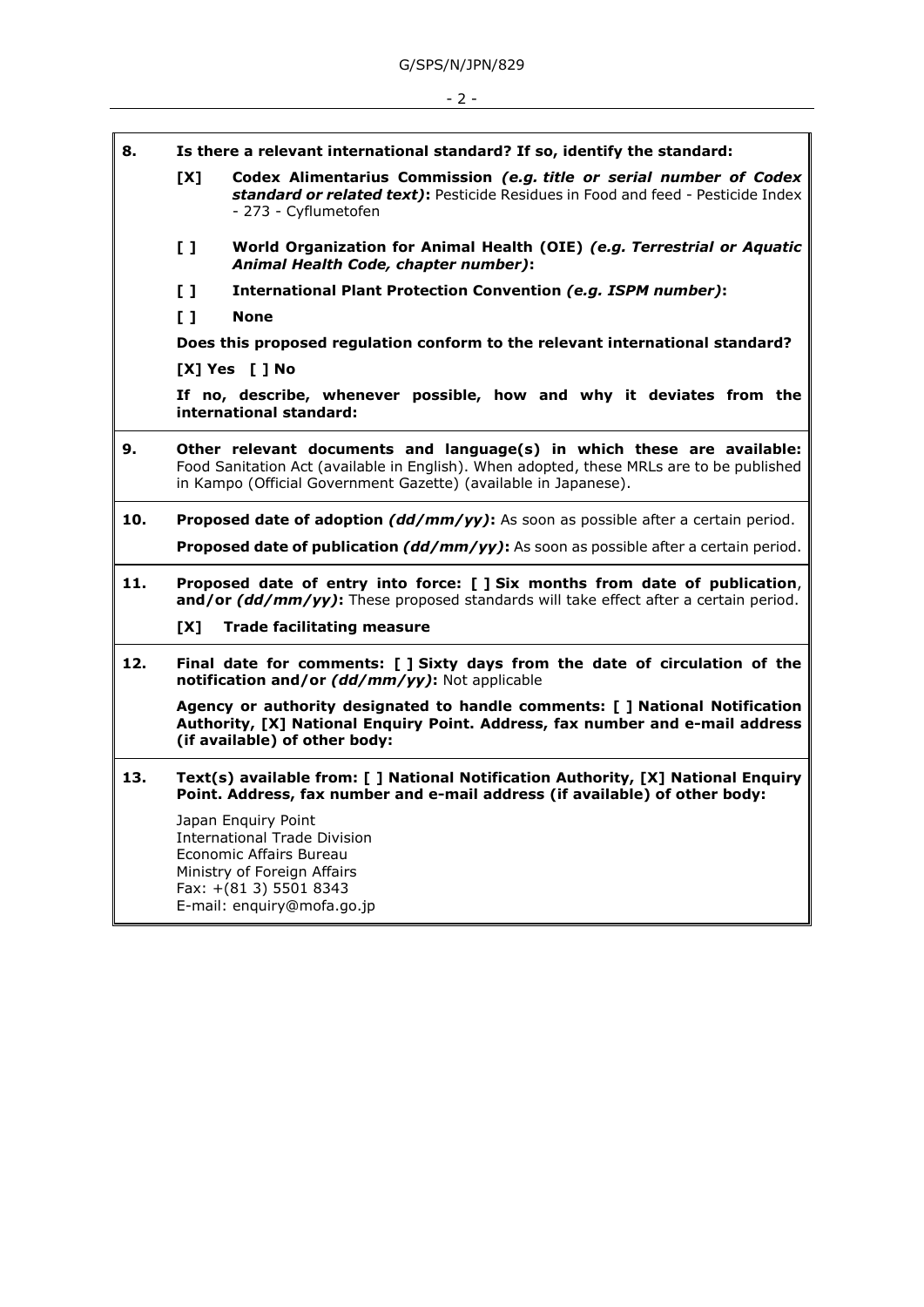**8. Is there a relevant international standard? If so, identify the standard:**

**[X] Codex Alimentarius Commission *(e.g. title or serial number of Codex standard or related text)*:** Pesticide Residues in Food and feed - Pesticide Index - 273 - Cyflumetofen

**[ ] World Organization for Animal Health (OIE) *(e.g. Terrestrial or Aquatic Animal Health Code, chapter number)*:**

**[ ] International Plant Protection Convention *(e.g. ISPM number)*:**

**[ ] None**

**Does this proposed regulation conform to the relevant international standard?**

**[X] Yes [ ] No**

**If no, describe, whenever possible, how and why it deviates from the international standard:**

**9. Other relevant documents and language(s) in which these are available:** Food Sanitation Act (available in English). When adopted, these MRLs are to be published in Kampo (Official Government Gazette) (available in Japanese).

**10. Proposed date of adoption *(dd/mm/yy)*:** As soon as possible after a certain period.

**Proposed date of publication *(dd/mm/yy)*:** As soon as possible after a certain period.

**11. Proposed date of entry into force: [ ] Six months from date of publication, and/or *(dd/mm/yy)*:** These proposed standards will take effect after a certain period.

**[X] Trade facilitating measure**

**12. Final date for comments: [ ] Sixty days from the date of circulation of the notification and/or *(dd/mm/yy)*:** Not applicable

**Agency or authority designated to handle comments: [ ] National Notification Authority, [X] National Enquiry Point. Address, fax number and e-mail address (if available) of other body:**

**13. Text(s) available from: [ ] National Notification Authority, [X] National Enquiry Point. Address, fax number and e-mail address (if available) of other body:**

Japan Enquiry Point
International Trade Division
Economic Affairs Bureau
Ministry of Foreign Affairs
Fax: +(81 3) 5501 8343
E-mail: enquiry@mofa.go.jp